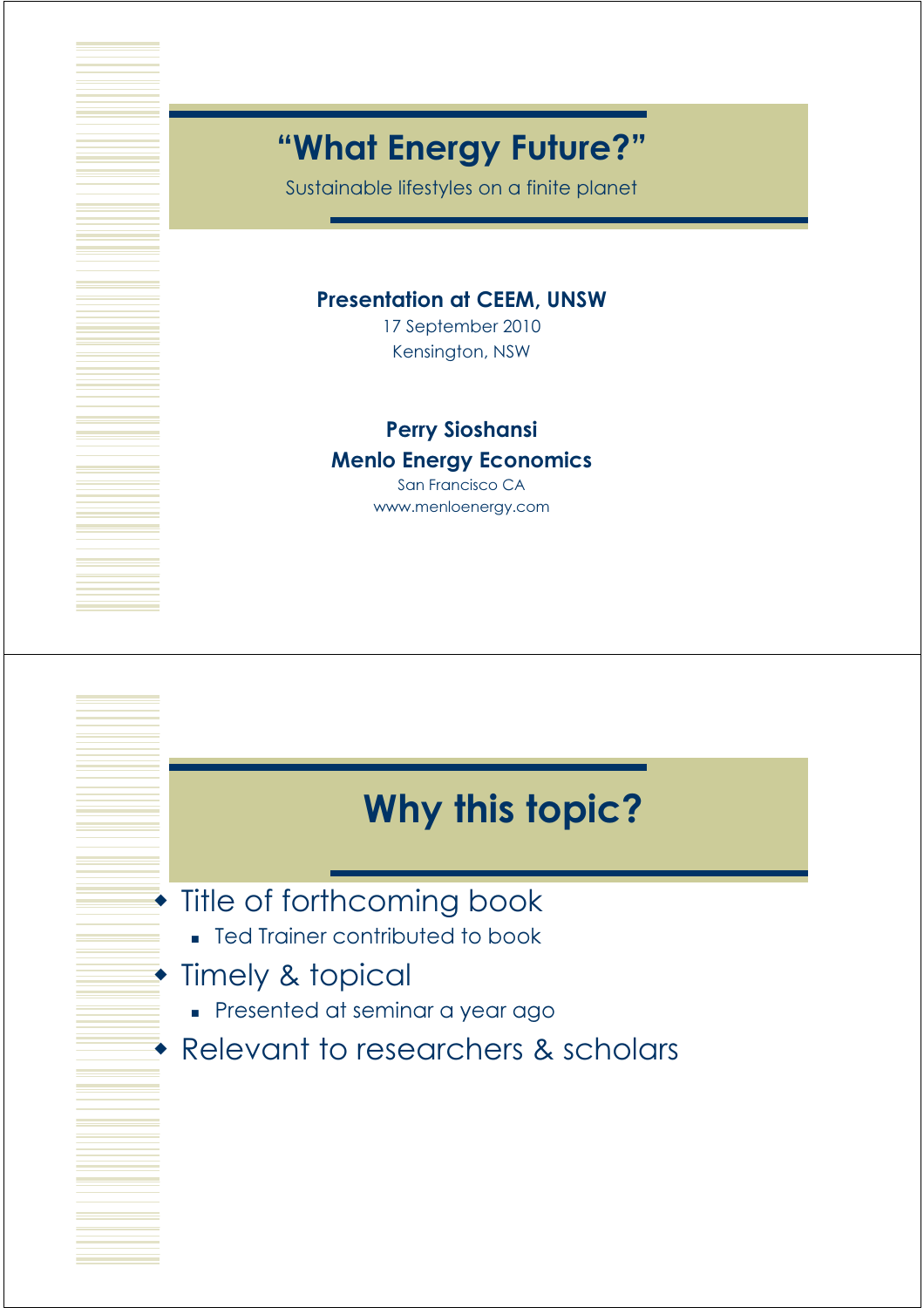# "What Energy Future?"

Sustainable lifestyles on a finite planet

**Presentation at CEEM, UNSW**

17 September 2010

Kensington, NSW

**Perry Sioshansi**

**Menlo Energy Economics**

San Francisco CA

www.menloenergy.com

# Why this topic?

- Title of forthcoming book
  - Ted Trainer contributed to book
- Timely & topical
  - Presented at seminar a year ago
- Relevant to researchers & scholars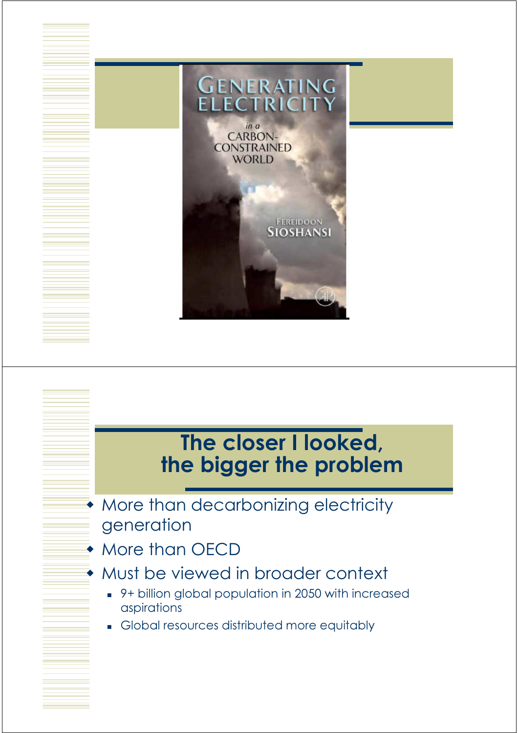GENERATING ELECTRICITY

*in a*

CARBON-CONSTRAINED WORLD

FEREIDOON SIOSHANSI

# The closer I looked, the bigger the problem

- More than decarbonizing electricity generation
- More than OECD
- Must be viewed in broader context
  - 9+ billion global population in 2050 with increased aspirations
  - Global resources distributed more equitably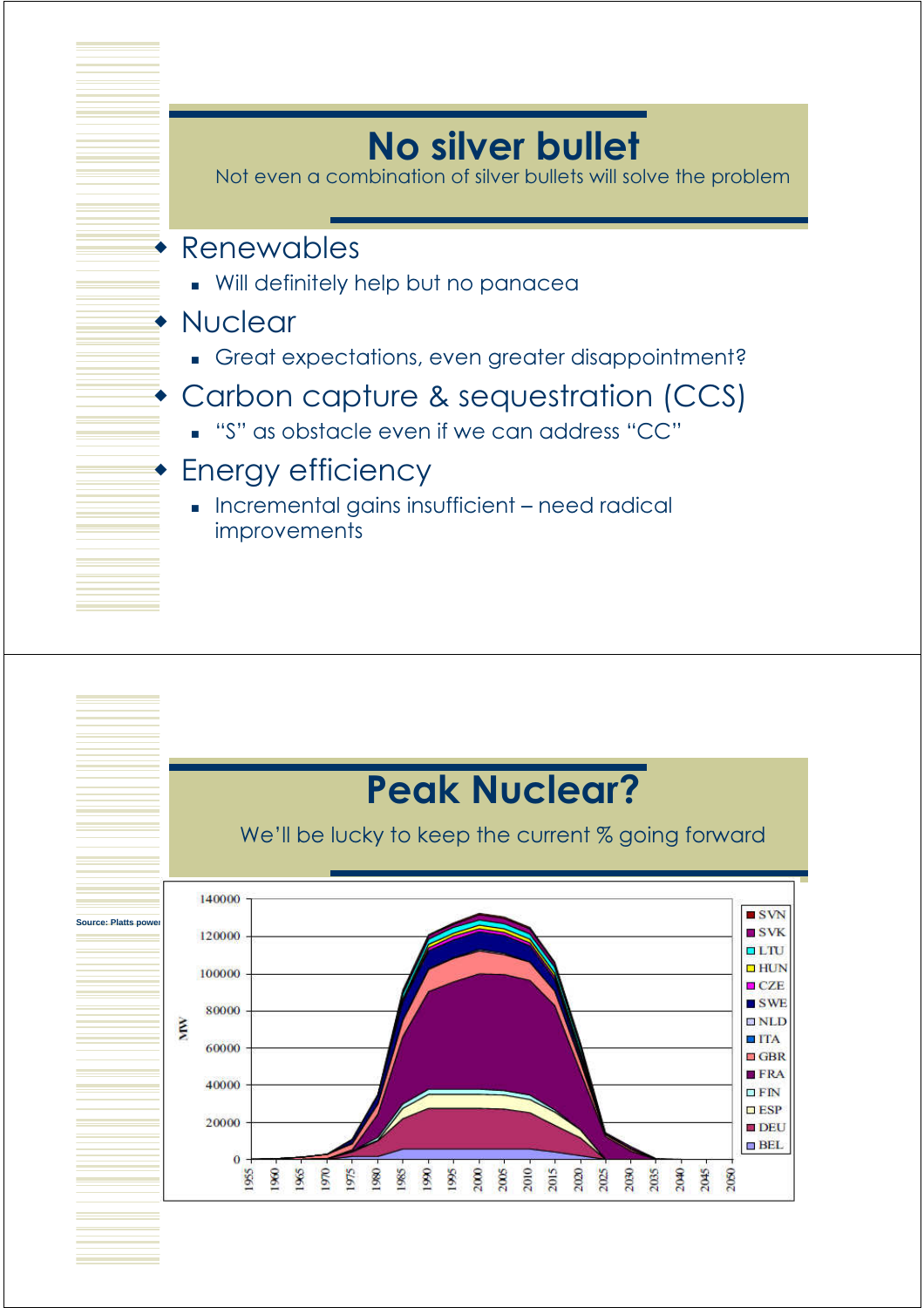# No silver bullet

Not even a combination of silver bullets will solve the problem

- Renewables
  - Will definitely help but no panacea
- Nuclear
  - Great expectations, even greater disappointment?
- Carbon capture & sequestration (CCS)
  - "S" as obstacle even if we can address "CC"
- Energy efficiency
  - Incremental gains insufficient – need radical improvements

# Peak Nuclear?

We'll be lucky to keep the current % going forward

Source: Platts power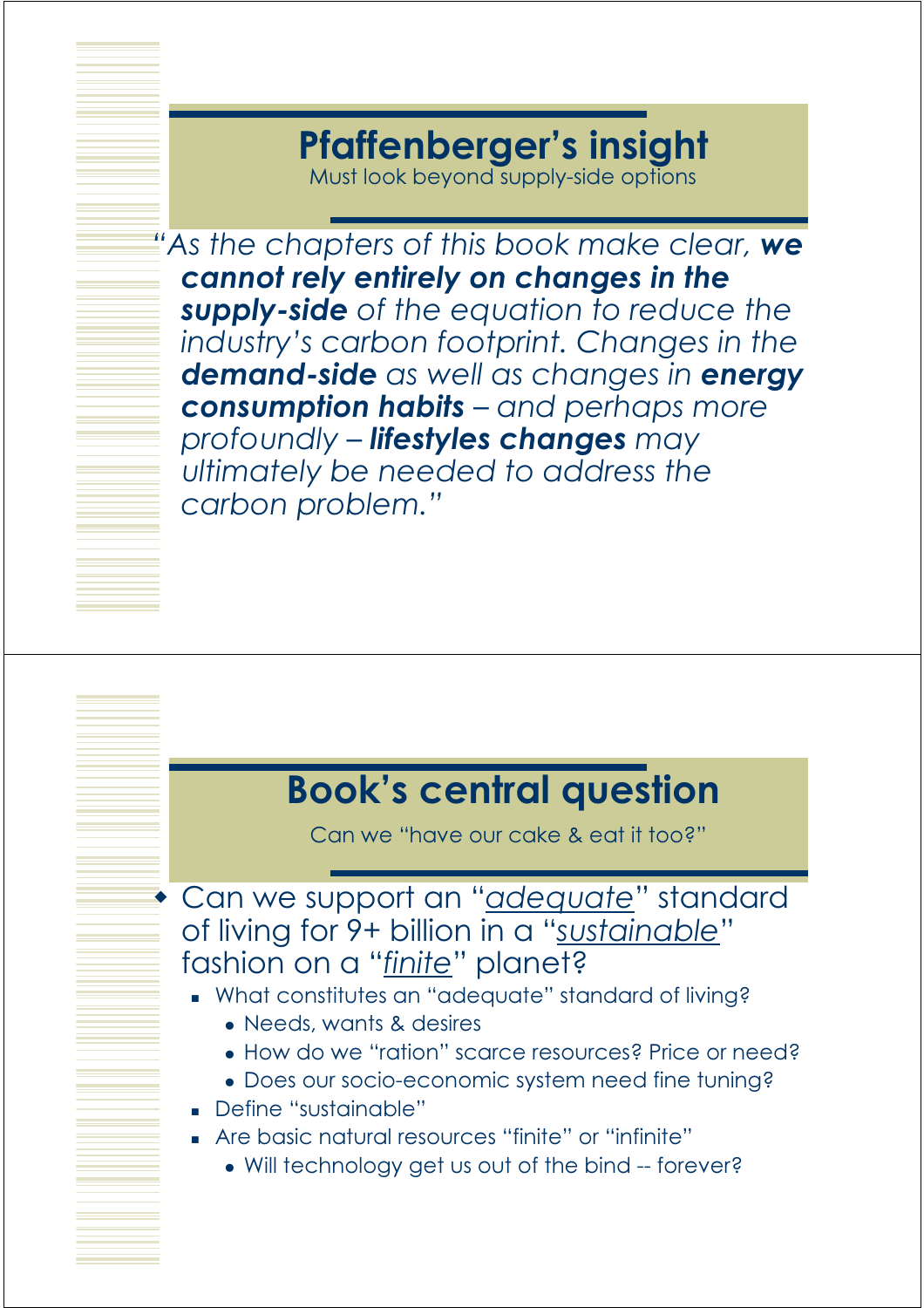## Pfaffenberger's insight

Must look beyond supply-side options

*"As the chapters of this book make clear, **we cannot rely entirely on changes in the supply-side** of the equation to reduce the industry's carbon footprint. Changes in the **demand-side** as well as changes in **energy consumption habits** – and perhaps more profoundly – **lifestyles changes** may ultimately be needed to address the carbon problem."*

## Book's central question

Can we "have our cake & eat it too?"

- Can we support an "<u>adequate</u>" standard of living for 9+ billion in a "<u>sustainable</u>" fashion on a "<u>finite</u>" planet?
  - What constitutes an "adequate" standard of living?
    - Needs, wants & desires
    - How do we "ration" scarce resources? Price or need?
    - Does our socio-economic system need fine tuning?
  - Define "sustainable"
  - Are basic natural resources "finite" or "infinite"
    - Will technology get us out of the bind -- forever?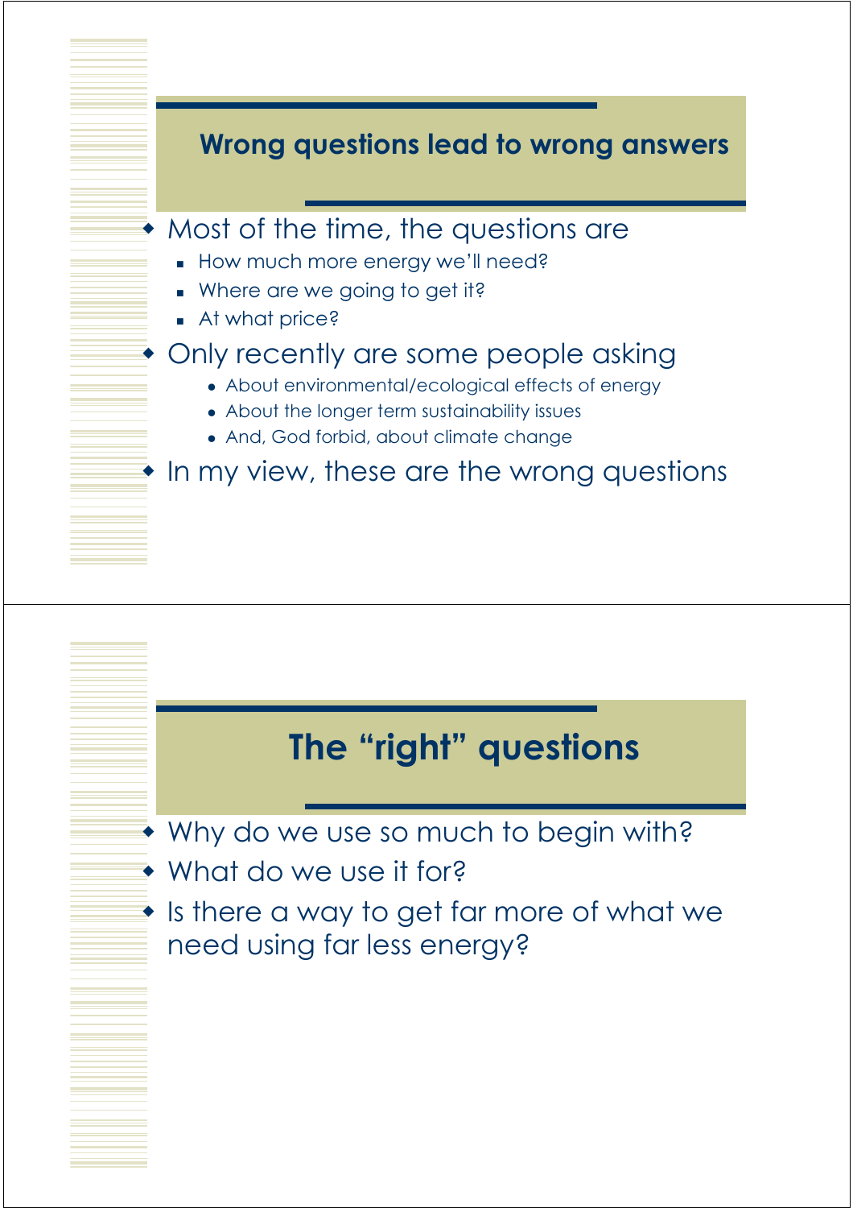## Wrong questions lead to wrong answers

- Most of the time, the questions are
  - How much more energy we'll need?
  - Where are we going to get it?
  - At what price?
- Only recently are some people asking
  - About environmental/ecological effects of energy
  - About the longer term sustainability issues
  - And, God forbid, about climate change
- In my view, these are the wrong questions

## The "right" questions

- Why do we use so much to begin with?
- What do we use it for?
- Is there a way to get far more of what we need using far less energy?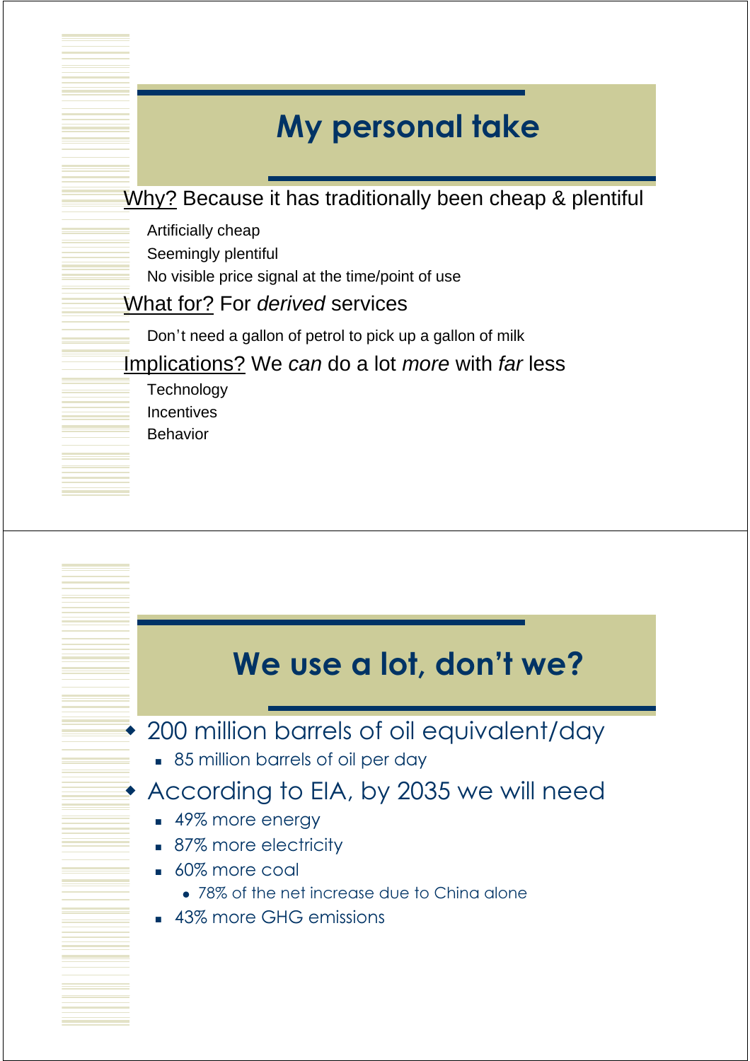## My personal take

Why? Because it has traditionally been cheap & plentiful

- Artificially cheap
- Seemingly plentiful
- No visible price signal at the time/point of use

What for? For *derived* services

- Don't need a gallon of petrol to pick up a gallon of milk

Implications? We *can* do a lot *more* with *far* less

- Technology
- Incentives
- Behavior

## We use a lot, don't we?

- 200 million barrels of oil equivalent/day
  - 85 million barrels of oil per day
- According to EIA, by 2035 we will need
  - 49% more energy
  - 87% more electricity
  - 60% more coal
    - 78% of the net increase due to China alone
  - 43% more GHG emissions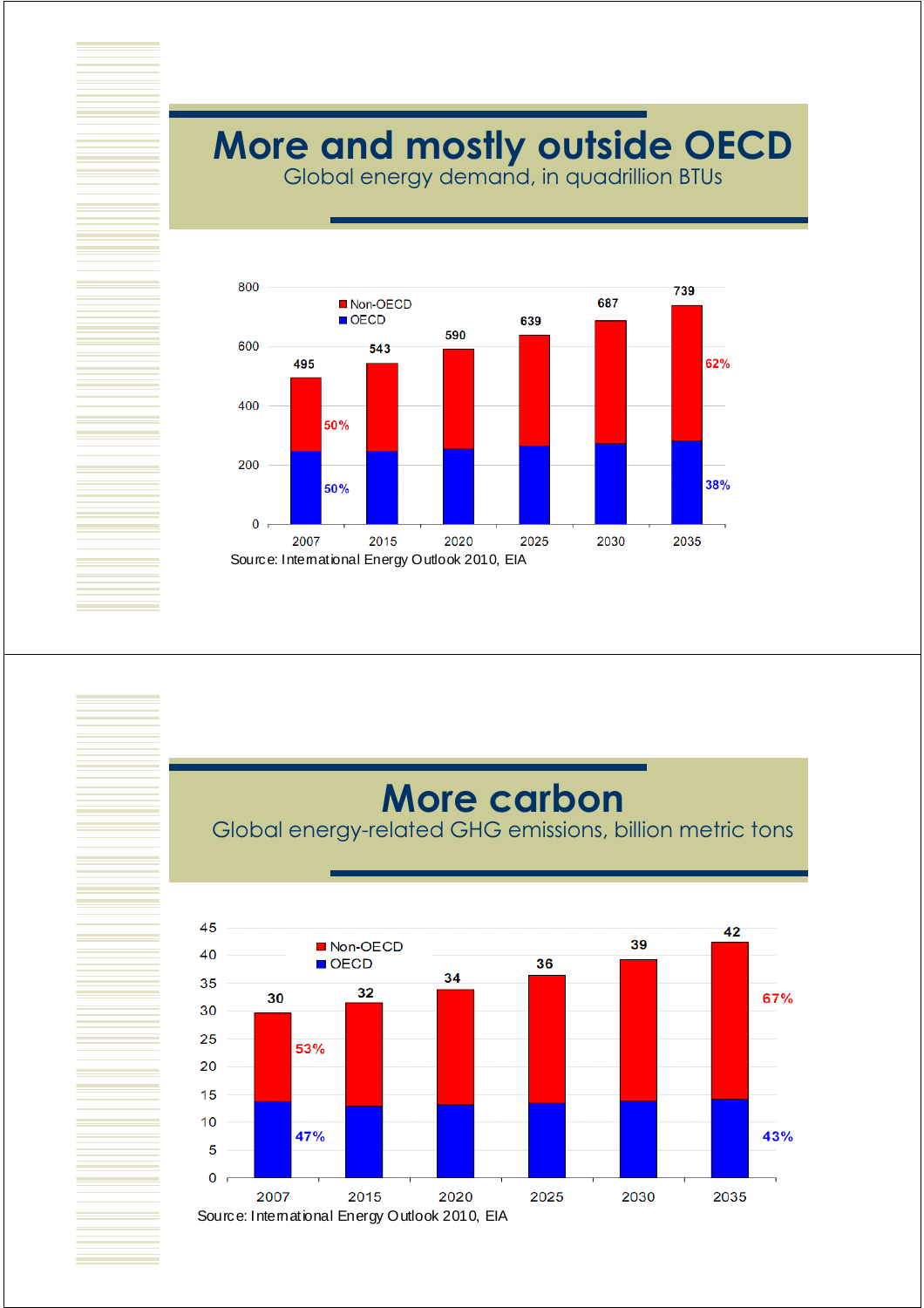# More and mostly outside OECD

Global energy demand, in quadrillion BTUs

| | 2007 | 2015 | 2020 | 2025 | 2030 | 2035 |
|---|---|---|---|---|---|---|
| Total | 495 | 543 | 590 | 639 | 687 | 739 |
| Non-OECD | 50% | | | | | 62% |
| OECD | 50% | | | | | 38% |

Source: International Energy Outlook 2010, EIA

# More carbon

Global energy-related GHG emissions, billion metric tons

| | 2007 | 2015 | 2020 | 2025 | 2030 | 2035 |
|---|---|---|---|---|---|---|
| Total | 30 | 32 | 34 | 36 | 39 | 42 |
| Non-OECD | 53% | | | | | 67% |
| OECD | 47% | | | | | 43% |

Source: International Energy Outlook 2010, EIA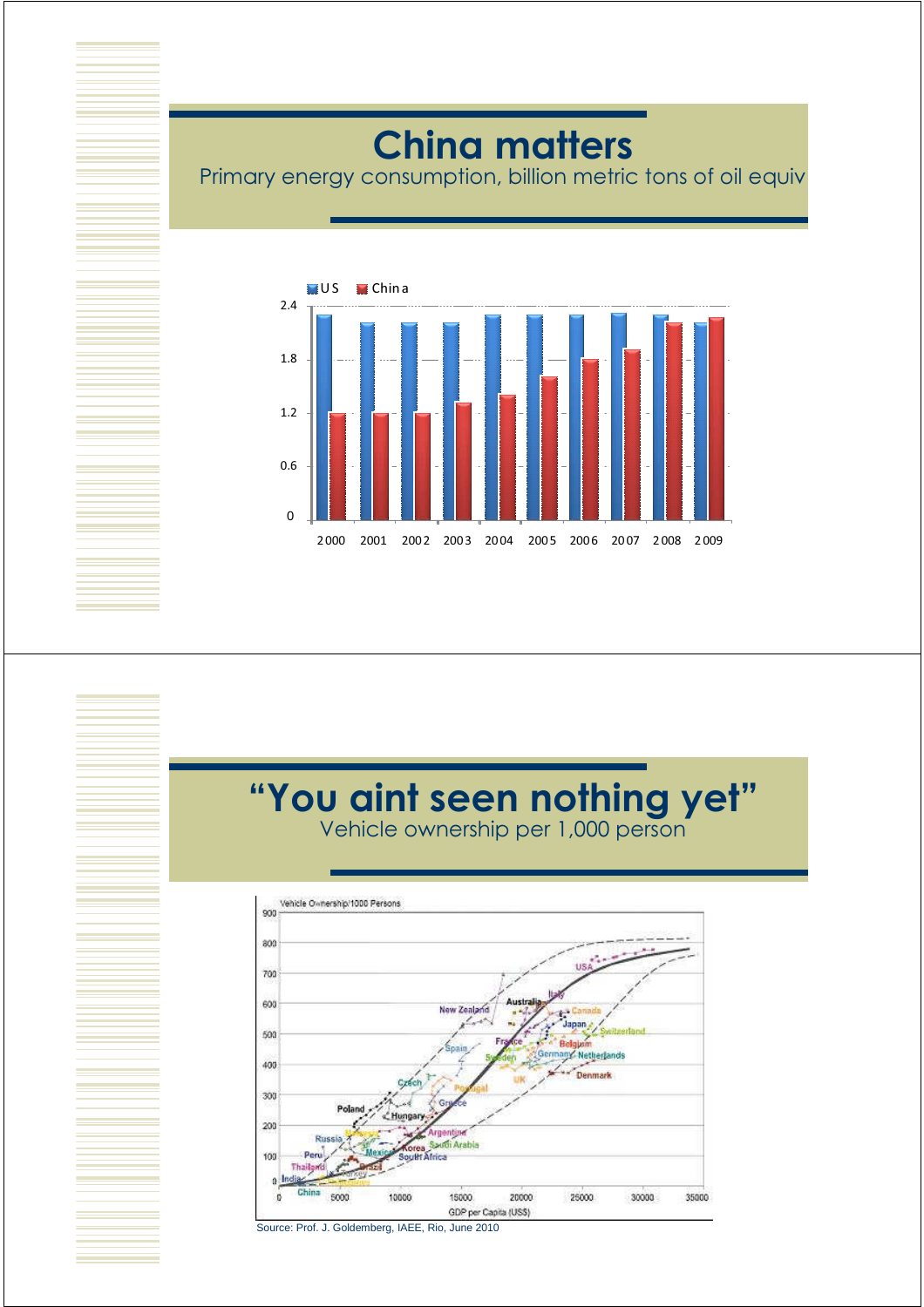# China matters

Primary energy consumption, billion metric tons of oil equiv

# "You aint seen nothing yet"

Vehicle ownership per 1,000 person

Source: Prof. J. Goldemberg, IAEE, Rio, June 2010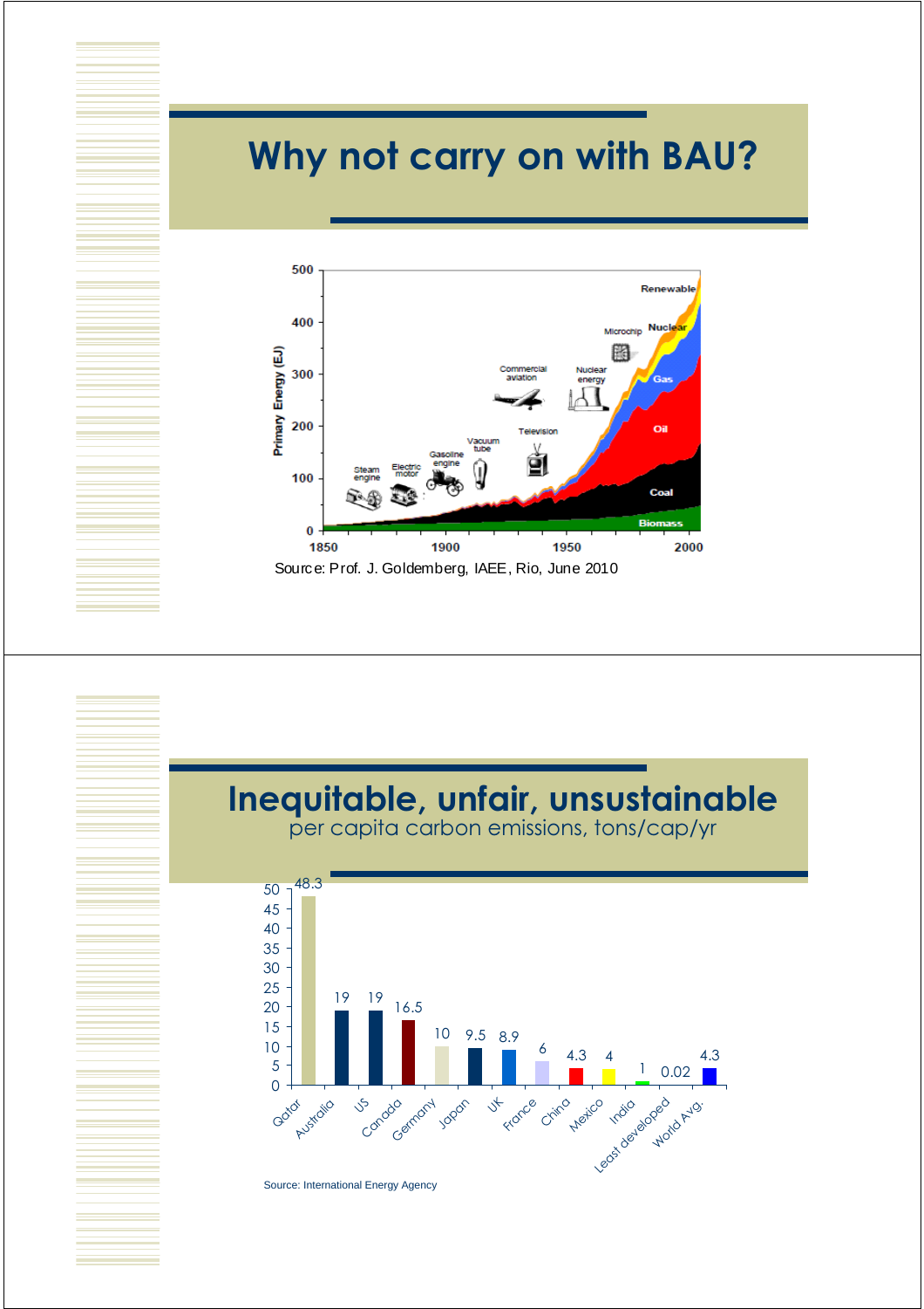# Why not carry on with BAU?

Source: Prof. J. Goldemberg, IAEE, Rio, June 2010

# Inequitable, unfair, unsustainable

per capita carbon emissions, tons/cap/yr

| Country | tons/cap/yr |
|---|---|
| Qatar | 48.3 |
| Australia | 19 |
| US | 19 |
| Canada | 16.5 |
| Germany | 10 |
| Japan | 9.5 |
| UK | 8.9 |
| France | 6 |
| China | 4.3 |
| Mexico | 4 |
| India | 1 |
| Least developed | 0.02 |
| World Avg. | 4.3 |

Source: International Energy Agency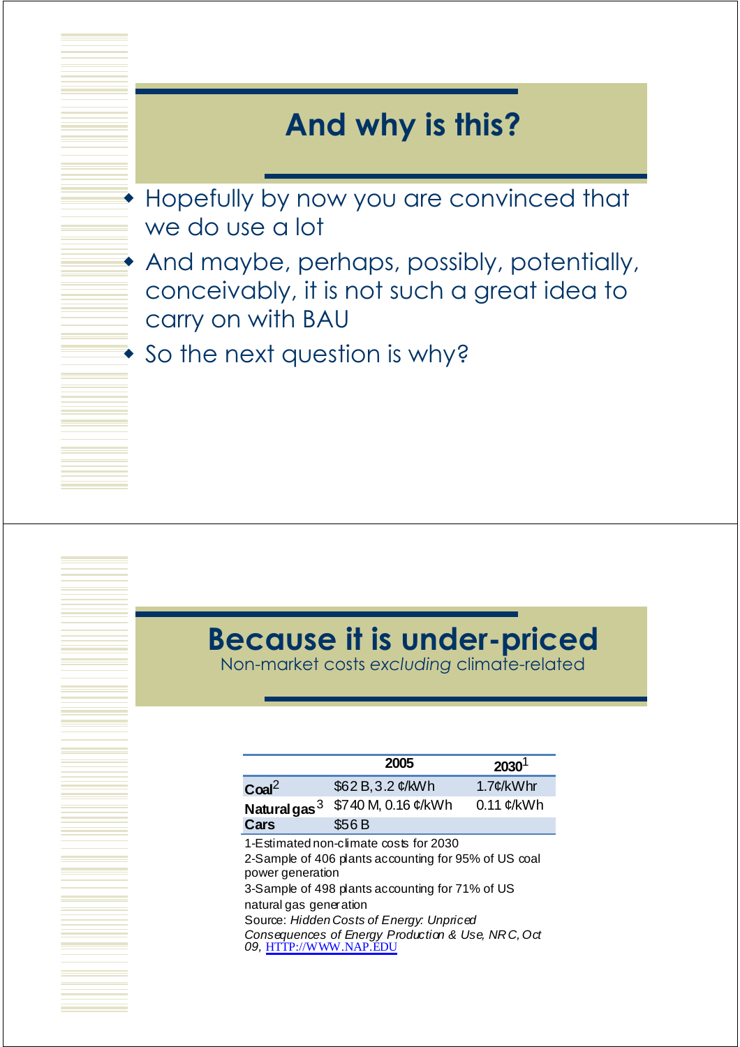# And why is this?

- Hopefully by now you are convinced that we do use a lot
- And maybe, perhaps, possibly, potentially, conceivably, it is not such a great idea to carry on with BAU
- So the next question is why?

# Because it is under-priced

Non-market costs *excluding* climate-related

| | 2005 | 2030[1] |
|---|---|---|
| **Coal**[2] | $62 B, 3.2 ¢/kWh | 1.7¢/kWhr |
| **Natural gas**[3] | $740 M, 0.16 ¢/kWh | 0.11 ¢/kWh |
| **Cars** | $56 B | |

1-Estimated non-climate costs for 2030

2-Sample of 406 plants accounting for 95% of US coal power generation

3-Sample of 498 plants accounting for 71% of US natural gas generation

Source: *Hidden Costs of Energy: Unpriced Consequences of Energy Production & Use, NRC, Oct 09,* HTTP://WWW.NAP.EDU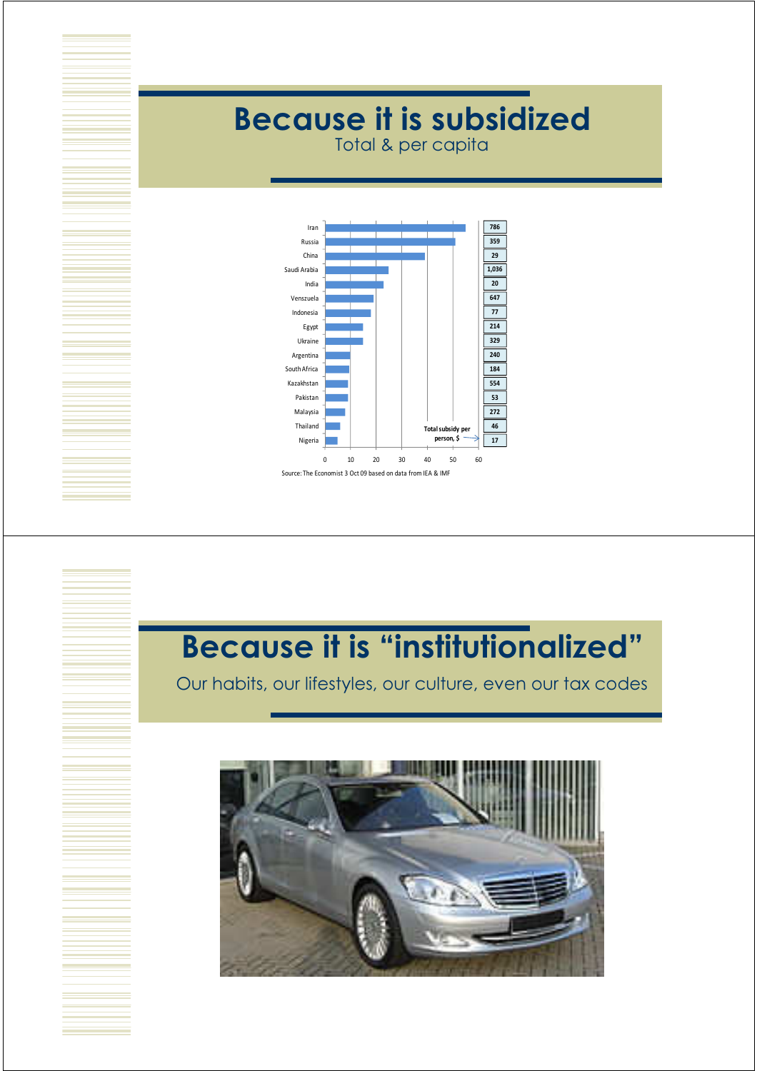# Because it is subsidized

Total & per capita

| Country | Total subsidy per person, $ |
|---|---|
| Iran | 786 |
| Russia | 359 |
| China | 29 |
| Saudi Arabia | 1,036 |
| India | 20 |
| Venszuela | 647 |
| Indonesia | 77 |
| Egypt | 214 |
| Ukraine | 329 |
| Argentina | 240 |
| South Africa | 184 |
| Kazakhstan | 554 |
| Pakistan | 53 |
| Malaysia | 272 |
| Thailand | 46 |
| Nigeria | 17 |

Source: The Economist 3 Oct 09 based on data from IEA & IMF

# Because it is "institutionalized"

Our habits, our lifestyles, our culture, even our tax codes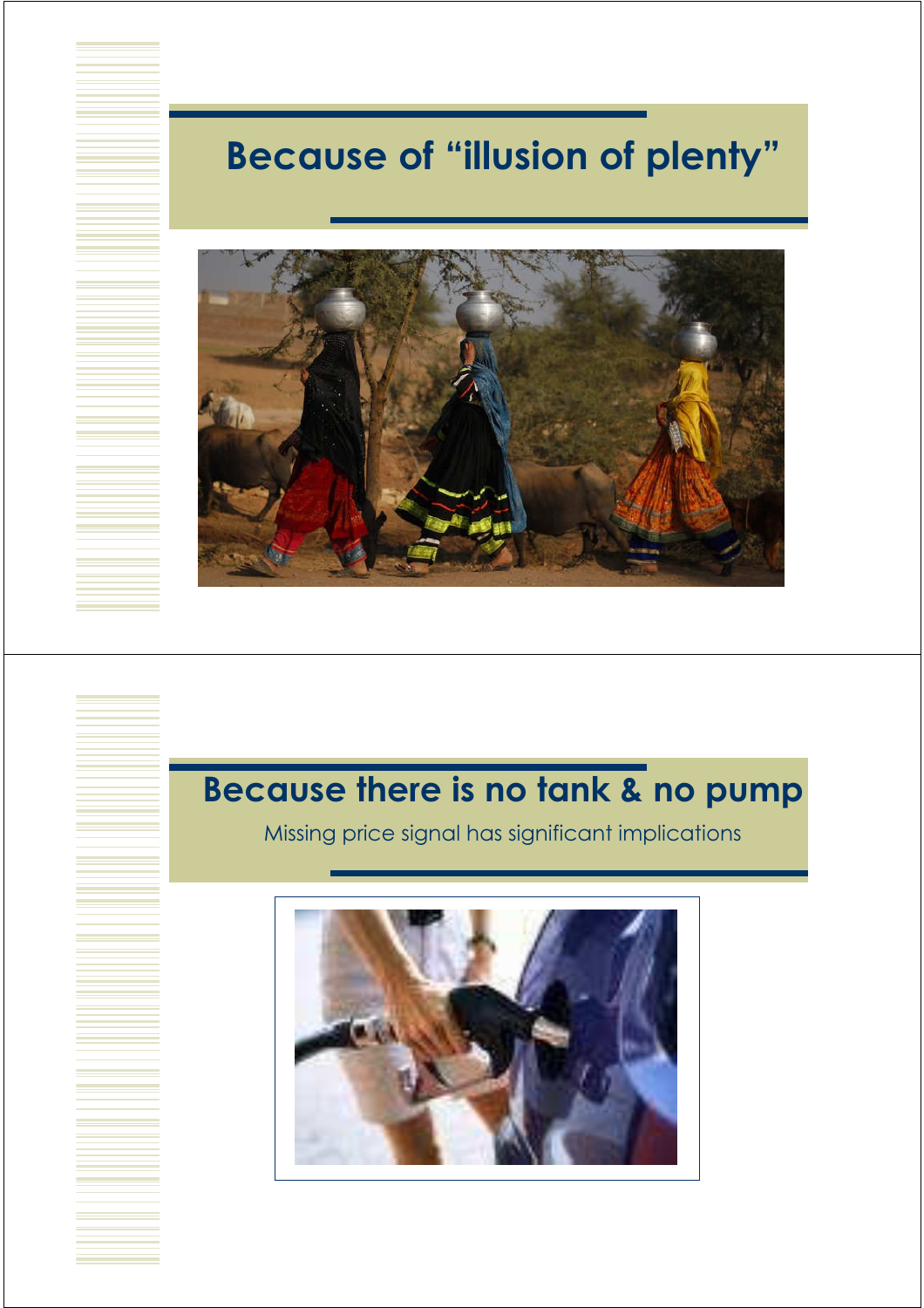## Because of "illusion of plenty"

## Because there is no tank & no pump

Missing price signal has significant implications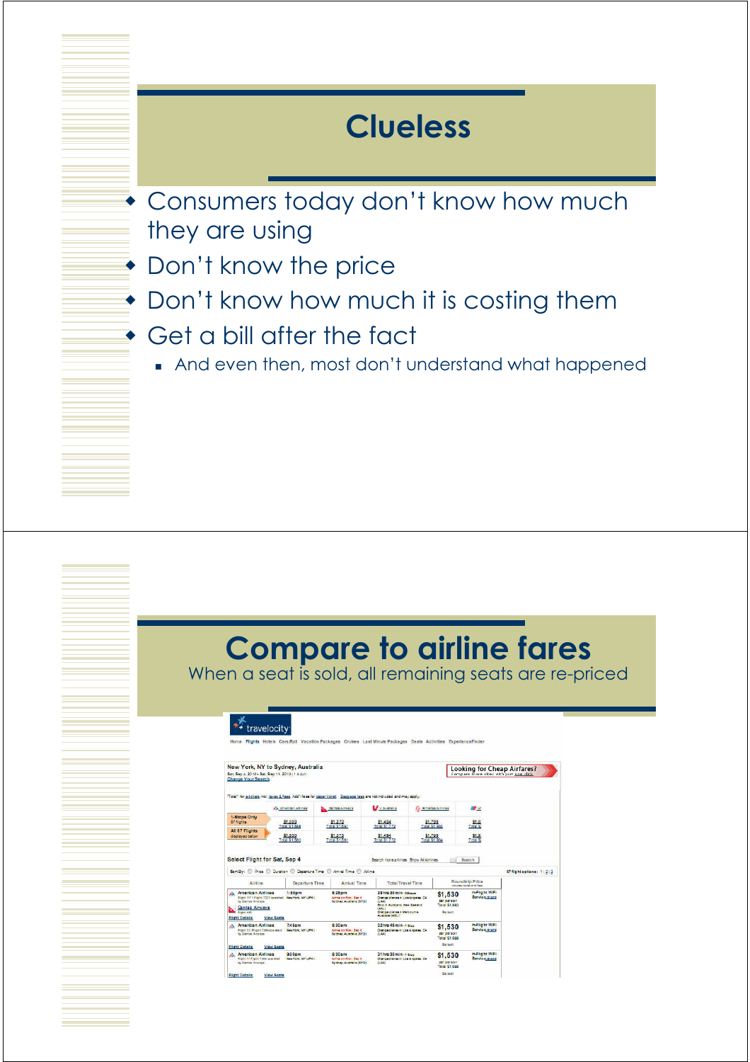# Clueless

- Consumers today don't know how much they are using
- Don't know the price
- Don't know how much it is costing them
- Get a bill after the fact
  - And even then, most don't understand what happened

# Compare to airline fares

When a seat is sold, all remaining seats are re-priced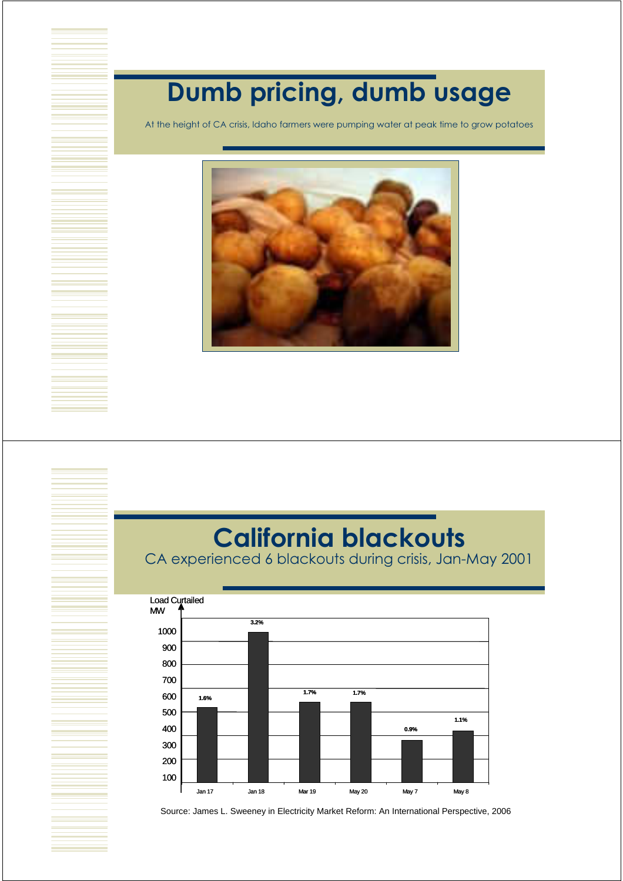# Dumb pricing, dumb usage

At the height of CA crisis, Idaho farmers were pumping water at peak time to grow potatoes

# California blackouts

CA experienced 6 blackouts during crisis, Jan-May 2001

| Date | Load Curtailed (MW) | % |
|---|---|---|
| Jan 17 | ~500 | 1.6% |
| Jan 18 | ~1000 | 3.2% |
| Mar 19 | ~500 | 1.7% |
| May 20 | ~500 | 1.7% |
| May 7 | ~300 | 0.9% |
| May 8 | ~400 | 1.1% |

Source: James L. Sweeney in Electricity Market Reform: An International Perspective, 2006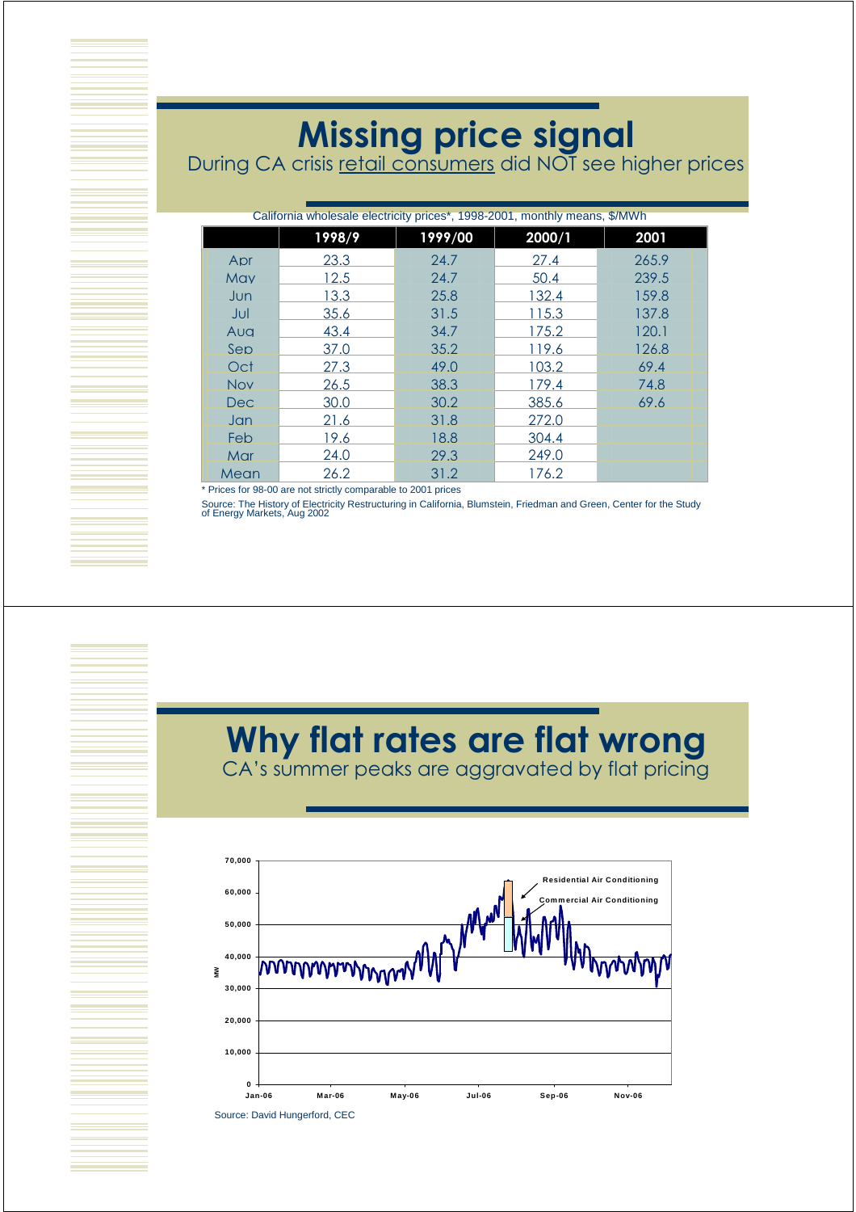# Missing price signal

During CA crisis <u>retail consumers</u> did NOT see higher prices

California wholesale electricity prices*, 1998-2001, monthly means, $/MWh

| | 1998/9 | 1999/00 | 2000/1 | 2001 |
|---|---|---|---|---|
| Apr | 23.3 | 24.7 | 27.4 | 265.9 |
| May | 12.5 | 24.7 | 50.4 | 239.5 |
| Jun | 13.3 | 25.8 | 132.4 | 159.8 |
| Jul | 35.6 | 31.5 | 115.3 | 137.8 |
| Aug | 43.4 | 34.7 | 175.2 | 120.1 |
| Sep | 37.0 | 35.2 | 119.6 | 126.8 |
| Oct | 27.3 | 49.0 | 103.2 | 69.4 |
| Nov | 26.5 | 38.3 | 179.4 | 74.8 |
| Dec | 30.0 | 30.2 | 385.6 | 69.6 |
| Jan | 21.6 | 31.8 | 272.0 | |
| Feb | 19.6 | 18.8 | 304.4 | |
| Mar | 24.0 | 29.3 | 249.0 | |
| Mean | 26.2 | 31.2 | 176.2 | |

* Prices for 98-00 are not strictly comparable to 2001 prices

Source: The History of Electricity Restructuring in California, Blumstein, Friedman and Green, Center for the Study of Energy Markets, Aug 2002

# Why flat rates are flat wrong

CA's summer peaks are aggravated by flat pricing

Source: David Hungerford, CEC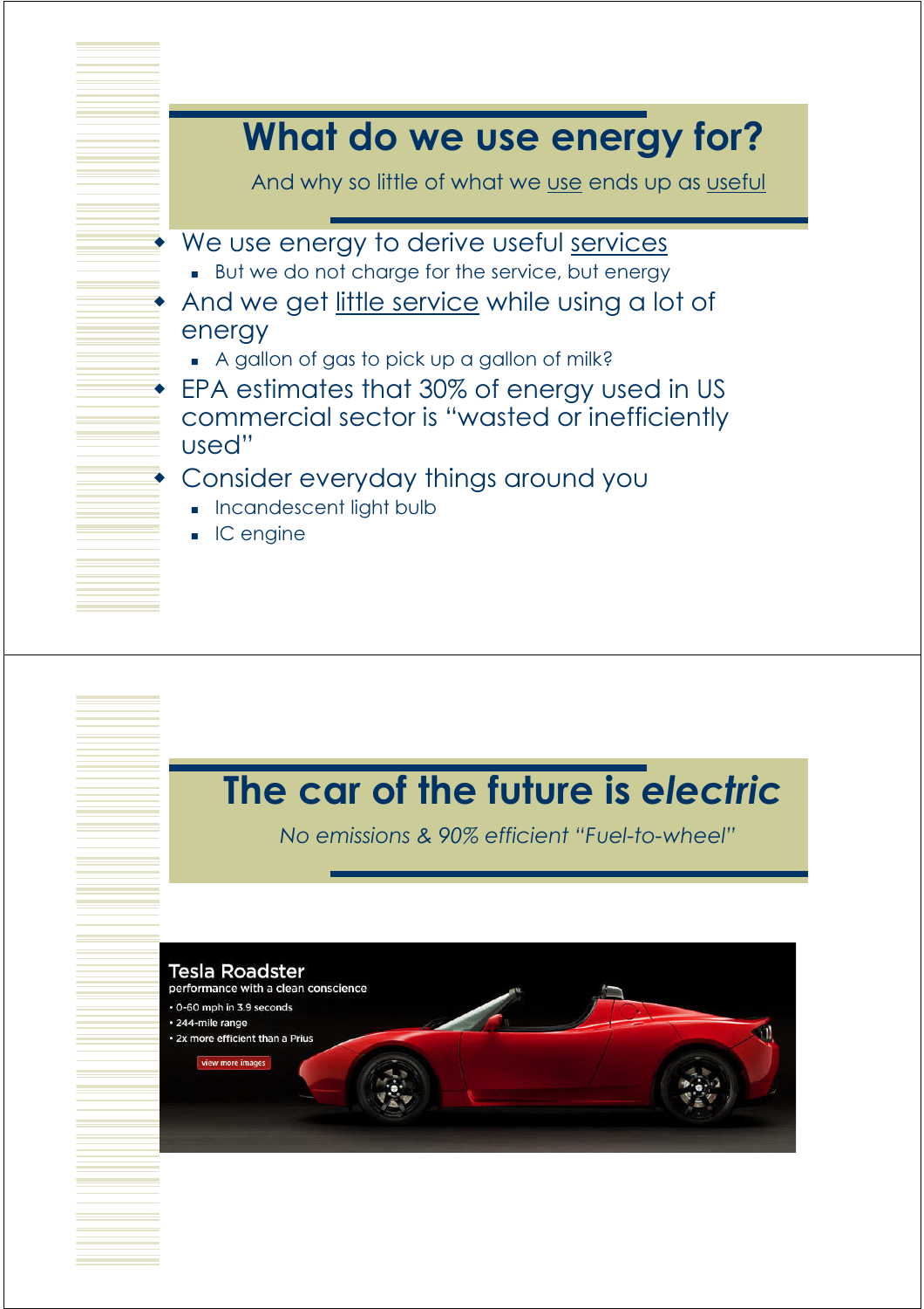# What do we use energy for?

And why so little of what we <u>use</u> ends up as <u>useful</u>

- We use energy to derive useful <u>services</u>
  - But we do not charge for the service, but energy
- And we get <u>little service</u> while using a lot of energy
  - A gallon of gas to pick up a gallon of milk?
- EPA estimates that 30% of energy used in US commercial sector is "wasted or inefficiently used"
- Consider everyday things around you
  - Incandescent light bulb
  - IC engine

# The car of the future is *electric*

*No emissions & 90% efficient "Fuel-to-wheel"*

**Tesla Roadster**
performance with a clean conscience

- 0-60 mph in 3.9 seconds
- 244-mile range
- 2x more efficient than a Prius

view more images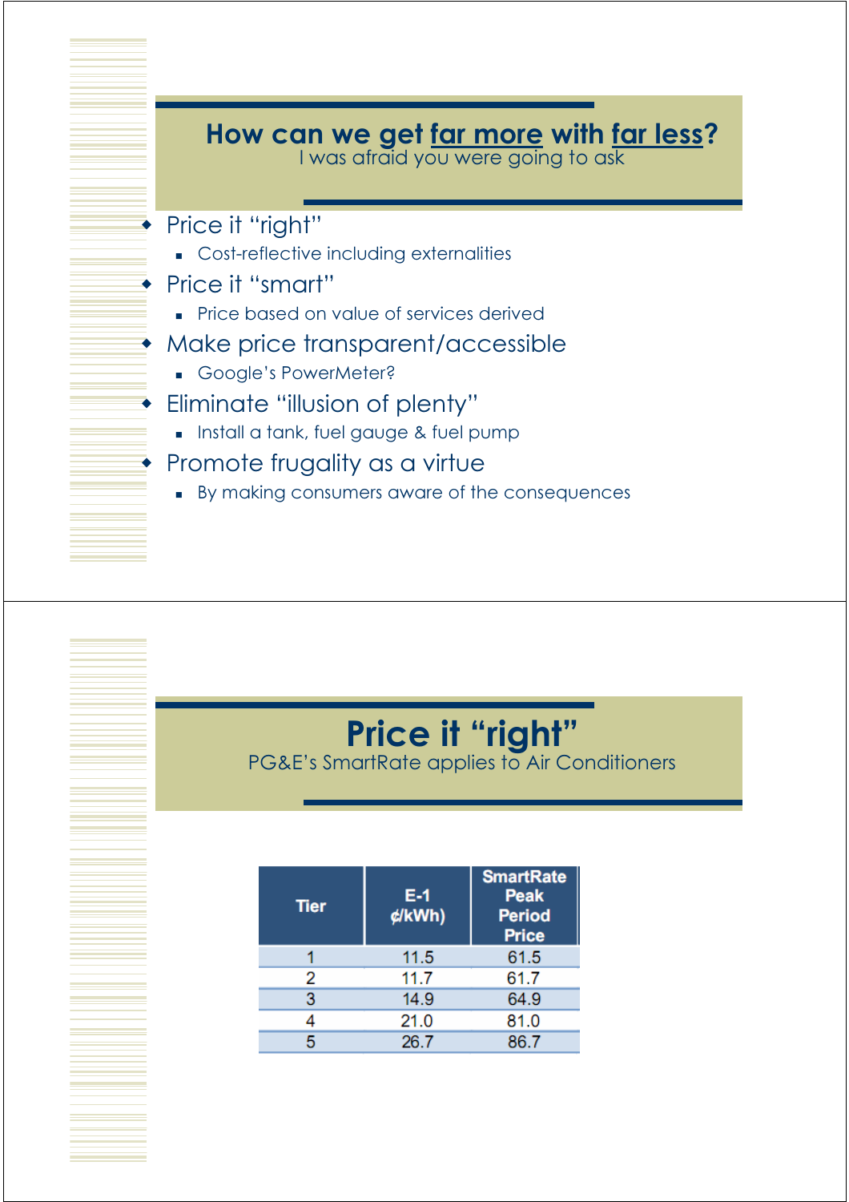## How can we get far more with far less?

I was afraid you were going to ask

- Price it "right"
  - Cost-reflective including externalities
- Price it "smart"
  - Price based on value of services derived
- Make price transparent/accessible
  - Google's PowerMeter?
- Eliminate "illusion of plenty"
  - Install a tank, fuel gauge & fuel pump
- Promote frugality as a virtue
  - By making consumers aware of the consequences

## Price it "right"

PG&E's SmartRate applies to Air Conditioners

| Tier | E-1 ¢/kWh) | SmartRate Peak Period Price |
|---|---|---|
| 1 | 11.5 | 61.5 |
| 2 | 11.7 | 61.7 |
| 3 | 14.9 | 64.9 |
| 4 | 21.0 | 81.0 |
| 5 | 26.7 | 86.7 |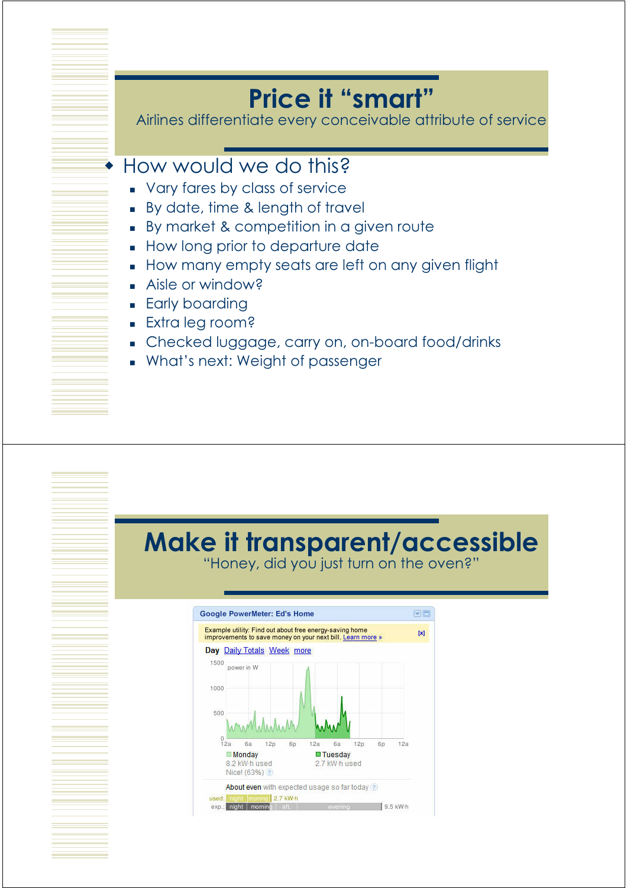# Price it "smart"

Airlines differentiate every conceivable attribute of service

- How would we do this?
  - Vary fares by class of service
  - By date, time & length of travel
  - By market & competition in a given route
  - How long prior to departure date
  - How many empty seats are left on any given flight
  - Aisle or window?
  - Early boarding
  - Extra leg room?
  - Checked luggage, carry on, on-board food/drinks
  - What's next: Weight of passenger

# Make it transparent/accessible

"Honey, did you just turn on the oven?"

Google PowerMeter: Ed's Home

Example utility: Find out about free energy-saving home improvements to save money on your next bill. Learn more »

Day | Daily Totals | Week | more

power in W

Monday: 8.2 kW·h used, Nice! (63%)

Tuesday: 2.7 kW·h used

About even with expected usage so far today

used: night | morning | 2.7 kW·h

exp.: night | morning | aft. | evening | 9.5 kW·h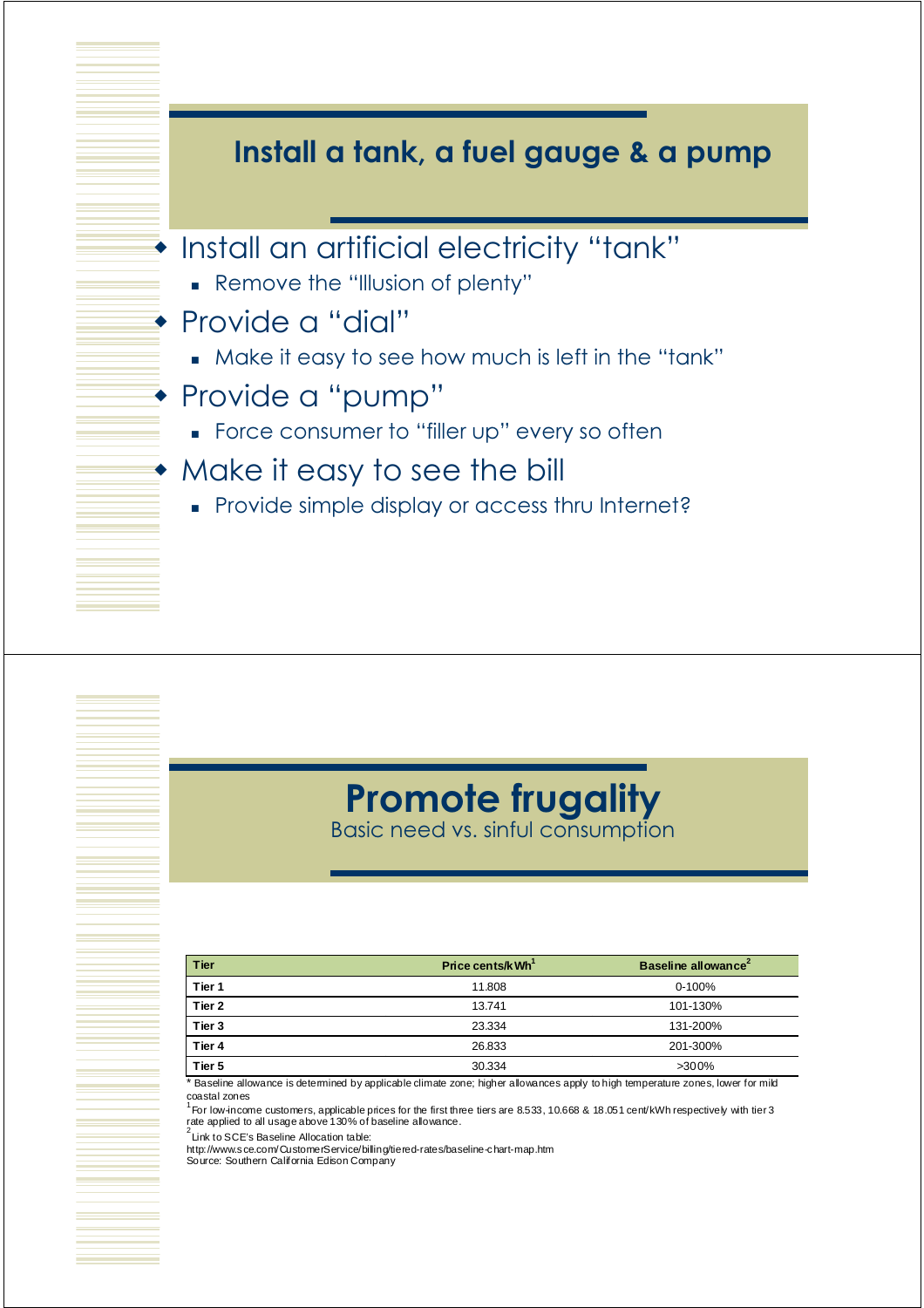## Install a tank, a fuel gauge & a pump

- Install an artificial electricity "tank"
  - Remove the "Illusion of plenty"
- Provide a "dial"
  - Make it easy to see how much is left in the "tank"
- Provide a "pump"
  - Force consumer to "filler up" every so often
- Make it easy to see the bill
  - Provide simple display or access thru Internet?

## Promote frugality

Basic need vs. sinful consumption

| Tier | Price cents/kWh[1] | Baseline allowance[2] |
|---|---|---|
| Tier 1 | 11.808 | 0-100% |
| Tier 2 | 13.741 | 101-130% |
| Tier 3 | 23.334 | 131-200% |
| Tier 4 | 26.833 | 201-300% |
| Tier 5 | 30.334 | >300% |

* Baseline allowance is determined by applicable climate zone; higher allowances apply to high temperature zones, lower for mild coastal zones

[1] For low-income customers, applicable prices for the first three tiers are 8.533, 10.668 & 18.051 cent/kWh respectively with tier 3 rate applied to all usage above 130% of baseline allowance.

[2] Link to SCE's Baseline Allocation table:
http://www.sce.com/CustomerService/billing/tiered-rates/baseline-chart-map.htm
Source: Southern California Edison Company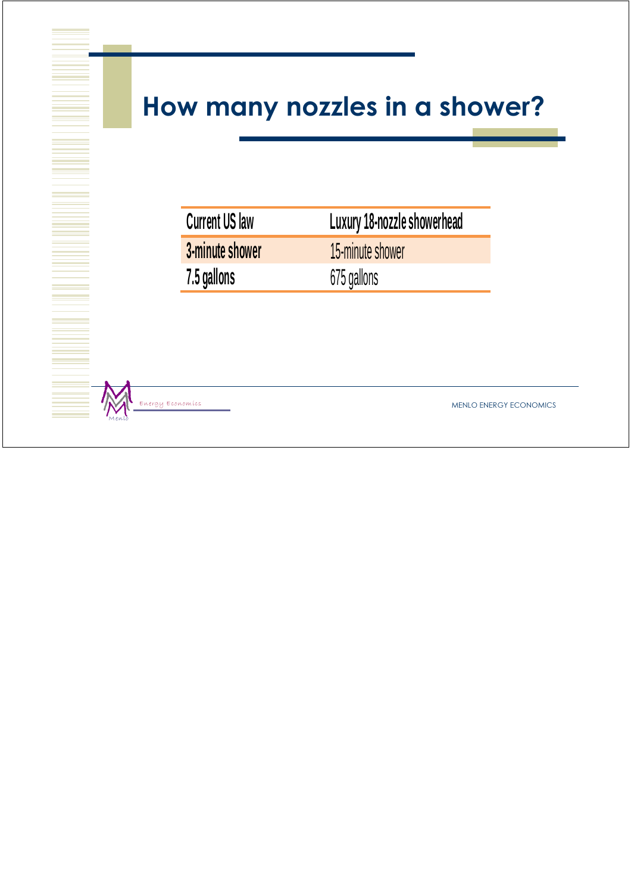# How many nozzles in a shower?

| Current US law | Luxury 18-nozzle showerhead |
|---|---|
| 3-minute shower | 15-minute shower |
| 7.5 gallons | 675 gallons |